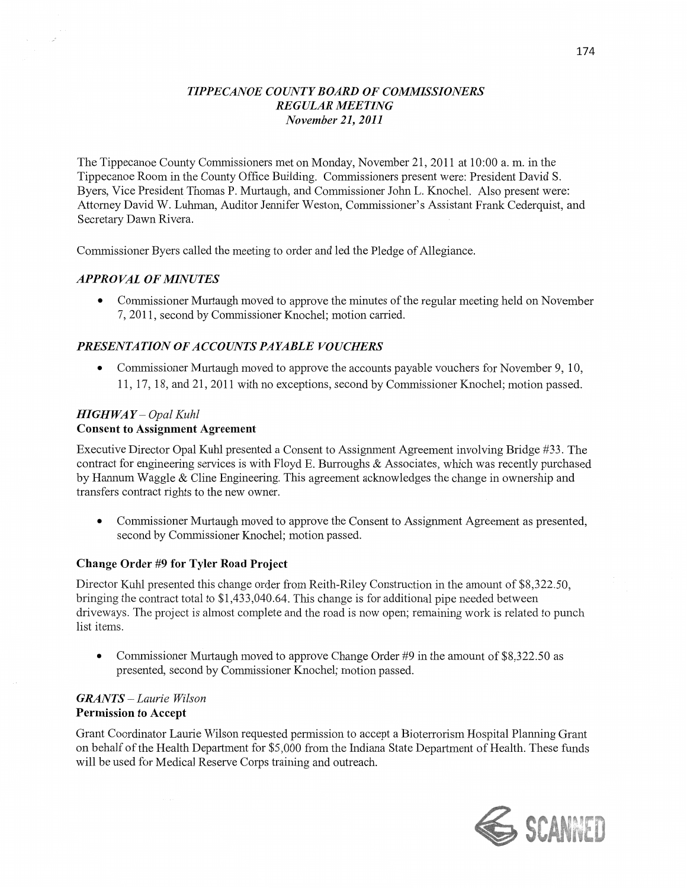# *TIPPECANOE COUNTY BOARD OF COMMISSIONERS*
## *REGULAR MEETING*
### *November 21, 2011*

The Tippecanoe County Commissioners met on Monday, November 21, 2011 at 10:00 a. m. in the Tippecanoe Room in the County Office Building. Commissioners present were: President David S. Byers, Vice President Thomas P. Murtaugh, and Commissioner John L. Knochel. Also present were: Attorney David W. Luhman, Auditor Jennifer Weston, Commissioner's Assistant Frank Cederquist, and Secretary Dawn Rivera.

Commissioner Byers called the meeting to order and led the Pledge of Allegiance.

## *APPROVAL OF MINUTES*

- Commissioner Murtaugh moved to approve the minutes of the regular meeting held on November 7, 2011, second by Commissioner Knochel; motion carried.

## *PRESENTATION OF ACCOUNTS PAYABLE VOUCHERS*

- Commissioner Murtaugh moved to approve the accounts payable vouchers for November 9, 10, 11, 17, 18, and 21, 2011 with no exceptions, second by Commissioner Knochel; motion passed.

## *HIGHWAY – Opal Kuhl*

### **Consent to Assignment Agreement**

Executive Director Opal Kuhl presented a Consent to Assignment Agreement involving Bridge #33. The contract for engineering services is with Floyd E. Burroughs & Associates, which was recently purchased by Hannum Waggle & Cline Engineering. This agreement acknowledges the change in ownership and transfers contract rights to the new owner.

- Commissioner Murtaugh moved to approve the Consent to Assignment Agreement as presented, second by Commissioner Knochel; motion passed.

### **Change Order #9 for Tyler Road Project**

Director Kuhl presented this change order from Reith-Riley Construction in the amount of $8,322.50, bringing the contract total to $1,433,040.64. This change is for additional pipe needed between driveways. The project is almost complete and the road is now open; remaining work is related to punch list items.

- Commissioner Murtaugh moved to approve Change Order #9 in the amount of $8,322.50 as presented, second by Commissioner Knochel; motion passed.

## *GRANTS – Laurie Wilson*

### **Permission to Accept**

Grant Coordinator Laurie Wilson requested permission to accept a Bioterrorism Hospital Planning Grant on behalf of the Health Department for $5,000 from the Indiana State Department of Health. These funds will be used for Medical Reserve Corps training and outreach.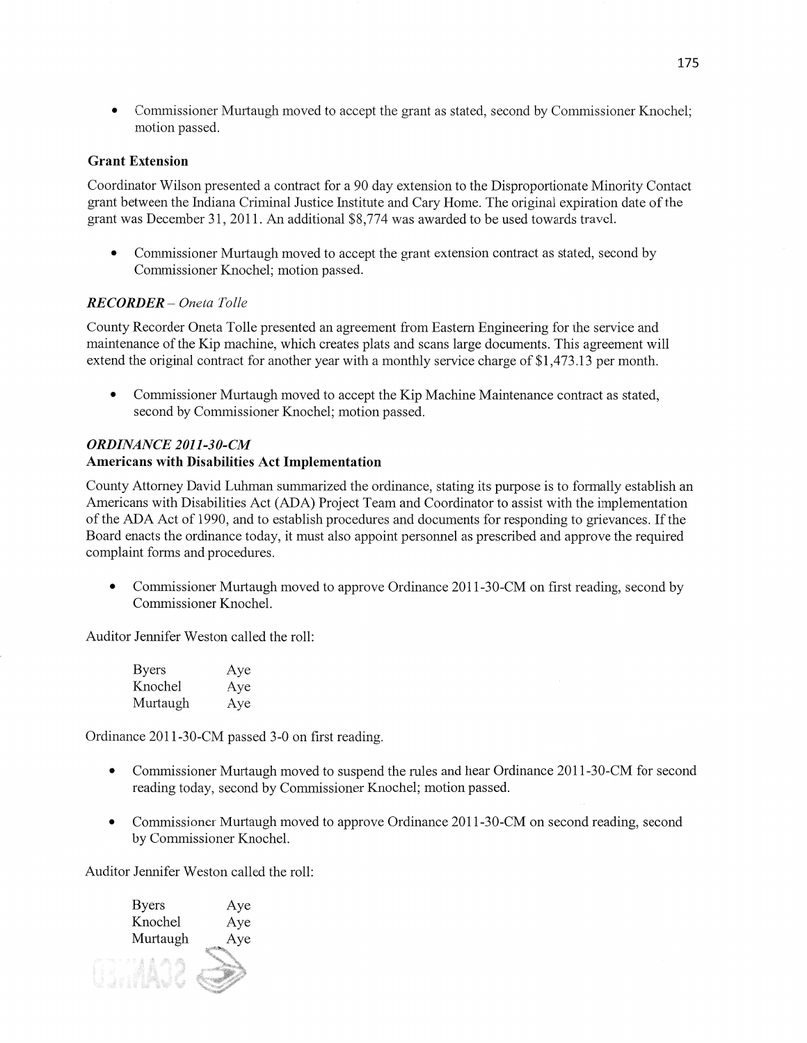- Commissioner Murtaugh moved to accept the grant as stated, second by Commissioner Knochel; motion passed.

**Grant Extension**

Coordinator Wilson presented a contract for a 90 day extension to the Disproportionate Minority Contact grant between the Indiana Criminal Justice Institute and Cary Home. The original expiration date of the grant was December 31, 2011. An additional $8,774 was awarded to be used towards travel.

- Commissioner Murtaugh moved to accept the grant extension contract as stated, second by Commissioner Knochel; motion passed.

***RECORDER** – Oneta Tolle*

County Recorder Oneta Tolle presented an agreement from Eastern Engineering for the service and maintenance of the Kip machine, which creates plats and scans large documents. This agreement will extend the original contract for another year with a monthly service charge of $1,473.13 per month.

- Commissioner Murtaugh moved to accept the Kip Machine Maintenance contract as stated, second by Commissioner Knochel; motion passed.

***ORDINANCE 2011-30-CM***

**Americans with Disabilities Act Implementation**

County Attorney David Luhman summarized the ordinance, stating its purpose is to formally establish an Americans with Disabilities Act (ADA) Project Team and Coordinator to assist with the implementation of the ADA Act of 1990, and to establish procedures and documents for responding to grievances. If the Board enacts the ordinance today, it must also appoint personnel as prescribed and approve the required complaint forms and procedures.

- Commissioner Murtaugh moved to approve Ordinance 2011-30-CM on first reading, second by Commissioner Knochel.

Auditor Jennifer Weston called the roll:

| | |
|---|---|
| Byers | Aye |
| Knochel | Aye |
| Murtaugh | Aye |

Ordinance 2011-30-CM passed 3-0 on first reading.

- Commissioner Murtaugh moved to suspend the rules and hear Ordinance 2011-30-CM for second reading today, second by Commissioner Knochel; motion passed.

- Commissioner Murtaugh moved to approve Ordinance 2011-30-CM on second reading, second by Commissioner Knochel.

Auditor Jennifer Weston called the roll:

| | |
|---|---|
| Byers | Aye |
| Knochel | Aye |
| Murtaugh | Aye |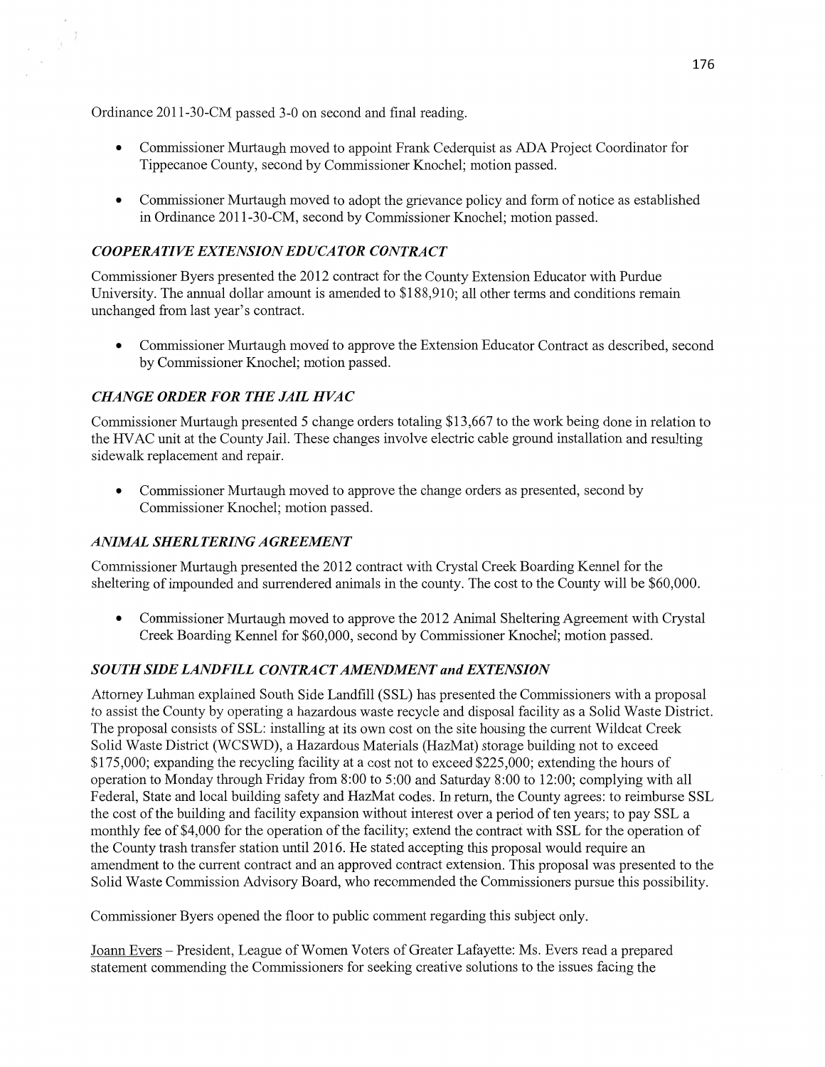Ordinance 2011-30-CM passed 3-0 on second and final reading.

- Commissioner Murtaugh moved to appoint Frank Cederquist as ADA Project Coordinator for Tippecanoe County, second by Commissioner Knochel; motion passed.
- Commissioner Murtaugh moved to adopt the grievance policy and form of notice as established in Ordinance 2011-30-CM, second by Commissioner Knochel; motion passed.

### *COOPERATIVE EXTENSION EDUCATOR CONTRACT*

Commissioner Byers presented the 2012 contract for the County Extension Educator with Purdue University. The annual dollar amount is amended to $188,910; all other terms and conditions remain unchanged from last year's contract.

- Commissioner Murtaugh moved to approve the Extension Educator Contract as described, second by Commissioner Knochel; motion passed.

### *CHANGE ORDER FOR THE JAIL HVAC*

Commissioner Murtaugh presented 5 change orders totaling $13,667 to the work being done in relation to the HVAC unit at the County Jail. These changes involve electric cable ground installation and resulting sidewalk replacement and repair.

- Commissioner Murtaugh moved to approve the change orders as presented, second by Commissioner Knochel; motion passed.

### *ANIMAL SHERLTERING AGREEMENT*

Commissioner Murtaugh presented the 2012 contract with Crystal Creek Boarding Kennel for the sheltering of impounded and surrendered animals in the county. The cost to the County will be $60,000.

- Commissioner Murtaugh moved to approve the 2012 Animal Sheltering Agreement with Crystal Creek Boarding Kennel for $60,000, second by Commissioner Knochel; motion passed.

### *SOUTH SIDE LANDFILL CONTRACT AMENDMENT and EXTENSION*

Attorney Luhman explained South Side Landfill (SSL) has presented the Commissioners with a proposal to assist the County by operating a hazardous waste recycle and disposal facility as a Solid Waste District. The proposal consists of SSL: installing at its own cost on the site housing the current Wildcat Creek Solid Waste District (WCSWD), a Hazardous Materials (HazMat) storage building not to exceed $175,000; expanding the recycling facility at a cost not to exceed $225,000; extending the hours of operation to Monday through Friday from 8:00 to 5:00 and Saturday 8:00 to 12:00; complying with all Federal, State and local building safety and HazMat codes. In return, the County agrees: to reimburse SSL the cost of the building and facility expansion without interest over a period of ten years; to pay SSL a monthly fee of $4,000 for the operation of the facility; extend the contract with SSL for the operation of the County trash transfer station until 2016. He stated accepting this proposal would require an amendment to the current contract and an approved contract extension. This proposal was presented to the Solid Waste Commission Advisory Board, who recommended the Commissioners pursue this possibility.

Commissioner Byers opened the floor to public comment regarding this subject only.

Joann Evers – President, League of Women Voters of Greater Lafayette: Ms. Evers read a prepared statement commending the Commissioners for seeking creative solutions to the issues facing the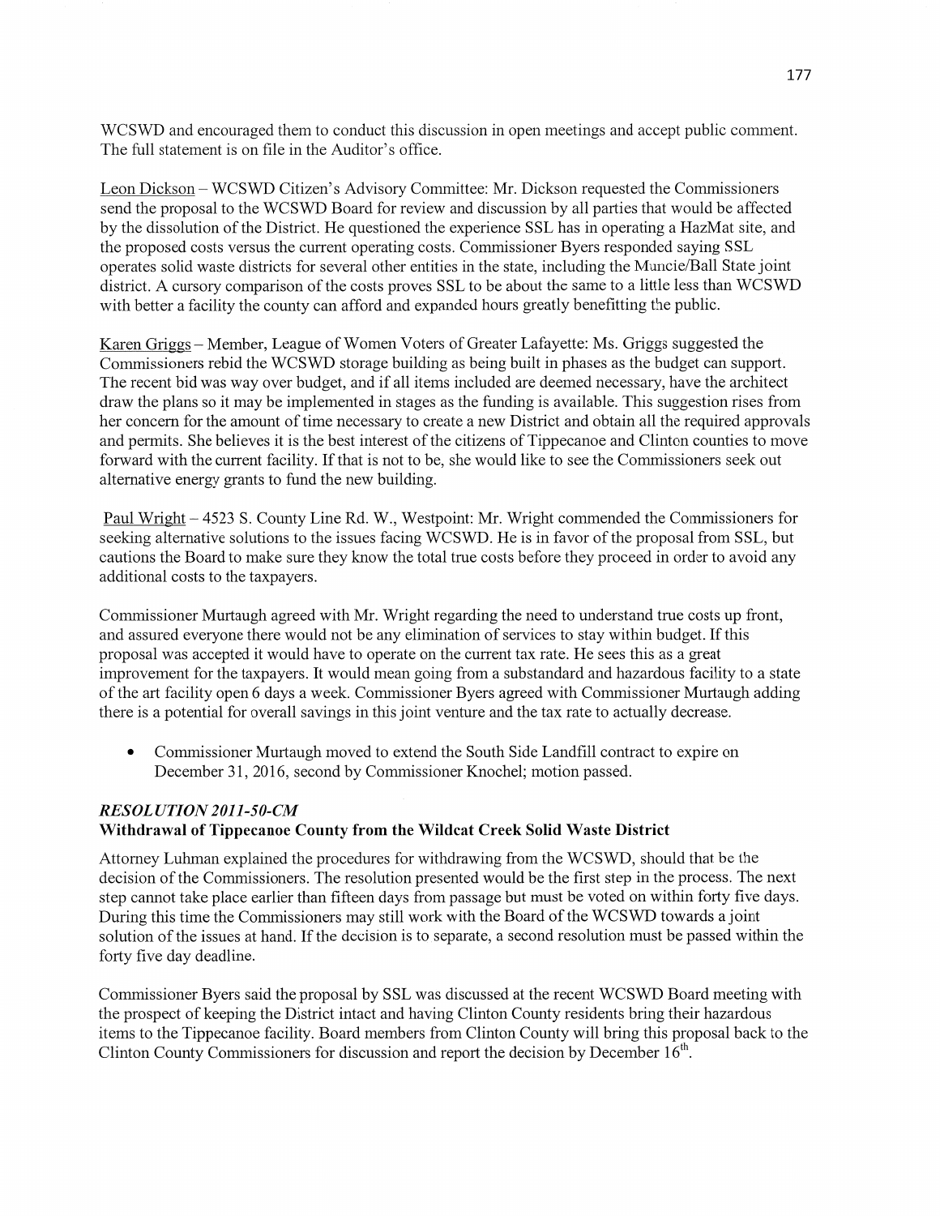WCSWD and encouraged them to conduct this discussion in open meetings and accept public comment. The full statement is on file in the Auditor's office.

Leon Dickson – WCSWD Citizen's Advisory Committee: Mr. Dickson requested the Commissioners send the proposal to the WCSWD Board for review and discussion by all parties that would be affected by the dissolution of the District. He questioned the experience SSL has in operating a HazMat site, and the proposed costs versus the current operating costs. Commissioner Byers responded saying SSL operates solid waste districts for several other entities in the state, including the Muncie/Ball State joint district. A cursory comparison of the costs proves SSL to be about the same to a little less than WCSWD with better a facility the county can afford and expanded hours greatly benefitting the public.

Karen Griggs – Member, League of Women Voters of Greater Lafayette: Ms. Griggs suggested the Commissioners rebid the WCSWD storage building as being built in phases as the budget can support. The recent bid was way over budget, and if all items included are deemed necessary, have the architect draw the plans so it may be implemented in stages as the funding is available. This suggestion rises from her concern for the amount of time necessary to create a new District and obtain all the required approvals and permits. She believes it is the best interest of the citizens of Tippecanoe and Clinton counties to move forward with the current facility. If that is not to be, she would like to see the Commissioners seek out alternative energy grants to fund the new building.

Paul Wright – 4523 S. County Line Rd. W., Westpoint: Mr. Wright commended the Commissioners for seeking alternative solutions to the issues facing WCSWD. He is in favor of the proposal from SSL, but cautions the Board to make sure they know the total true costs before they proceed in order to avoid any additional costs to the taxpayers.

Commissioner Murtaugh agreed with Mr. Wright regarding the need to understand true costs up front, and assured everyone there would not be any elimination of services to stay within budget. If this proposal was accepted it would have to operate on the current tax rate. He sees this as a great improvement for the taxpayers. It would mean going from a substandard and hazardous facility to a state of the art facility open 6 days a week. Commissioner Byers agreed with Commissioner Murtaugh adding there is a potential for overall savings in this joint venture and the tax rate to actually decrease.

- Commissioner Murtaugh moved to extend the South Side Landfill contract to expire on December 31, 2016, second by Commissioner Knochel; motion passed.

### *RESOLUTION 2011-50-CM*
### Withdrawal of Tippecanoe County from the Wildcat Creek Solid Waste District

Attorney Luhman explained the procedures for withdrawing from the WCSWD, should that be the decision of the Commissioners. The resolution presented would be the first step in the process. The next step cannot take place earlier than fifteen days from passage but must be voted on within forty five days. During this time the Commissioners may still work with the Board of the WCSWD towards a joint solution of the issues at hand. If the decision is to separate, a second resolution must be passed within the forty five day deadline.

Commissioner Byers said the proposal by SSL was discussed at the recent WCSWD Board meeting with the prospect of keeping the District intact and having Clinton County residents bring their hazardous items to the Tippecanoe facility. Board members from Clinton County will bring this proposal back to the Clinton County Commissioners for discussion and report the decision by December 16th.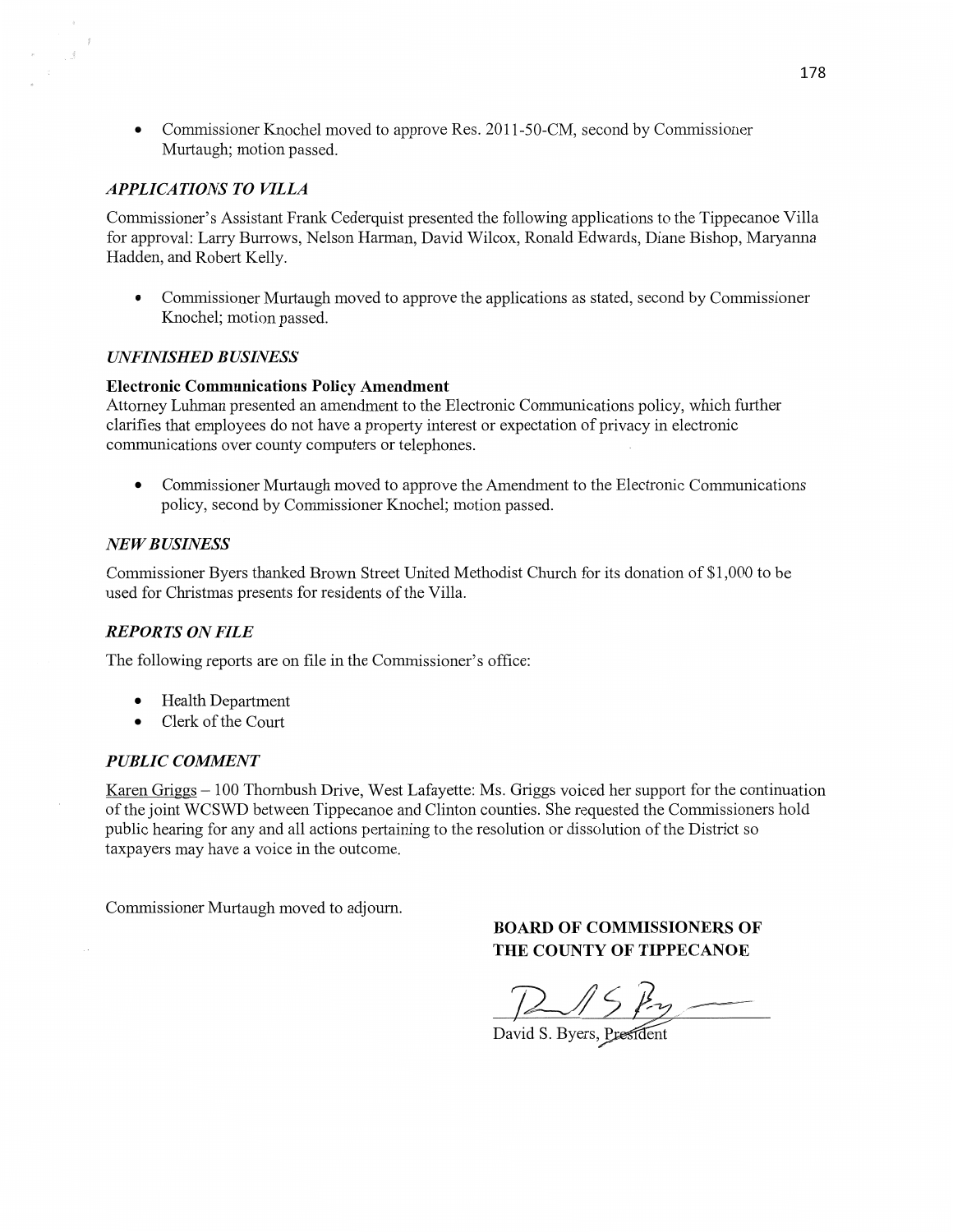- Commissioner Knochel moved to approve Res. 2011-50-CM, second by Commissioner Murtaugh; motion passed.

### *APPLICATIONS TO VILLA*

Commissioner's Assistant Frank Cederquist presented the following applications to the Tippecanoe Villa for approval: Larry Burrows, Nelson Harman, David Wilcox, Ronald Edwards, Diane Bishop, Maryanna Hadden, and Robert Kelly.

- Commissioner Murtaugh moved to approve the applications as stated, second by Commissioner Knochel; motion passed.

### *UNFINISHED BUSINESS*

**Electronic Communications Policy Amendment**

Attorney Luhman presented an amendment to the Electronic Communications policy, which further clarifies that employees do not have a property interest or expectation of privacy in electronic communications over county computers or telephones.

- Commissioner Murtaugh moved to approve the Amendment to the Electronic Communications policy, second by Commissioner Knochel; motion passed.

### *NEW BUSINESS*

Commissioner Byers thanked Brown Street United Methodist Church for its donation of $1,000 to be used for Christmas presents for residents of the Villa.

### *REPORTS ON FILE*

The following reports are on file in the Commissioner's office:

- Health Department
- Clerk of the Court

### *PUBLIC COMMENT*

Karen Griggs – 100 Thornbush Drive, West Lafayette: Ms. Griggs voiced her support for the continuation of the joint WCSWD between Tippecanoe and Clinton counties. She requested the Commissioners hold public hearing for any and all actions pertaining to the resolution or dissolution of the District so taxpayers may have a voice in the outcome.

Commissioner Murtaugh moved to adjourn.

**BOARD OF COMMISSIONERS OF THE COUNTY OF TIPPECANOE**

David S. Byers, President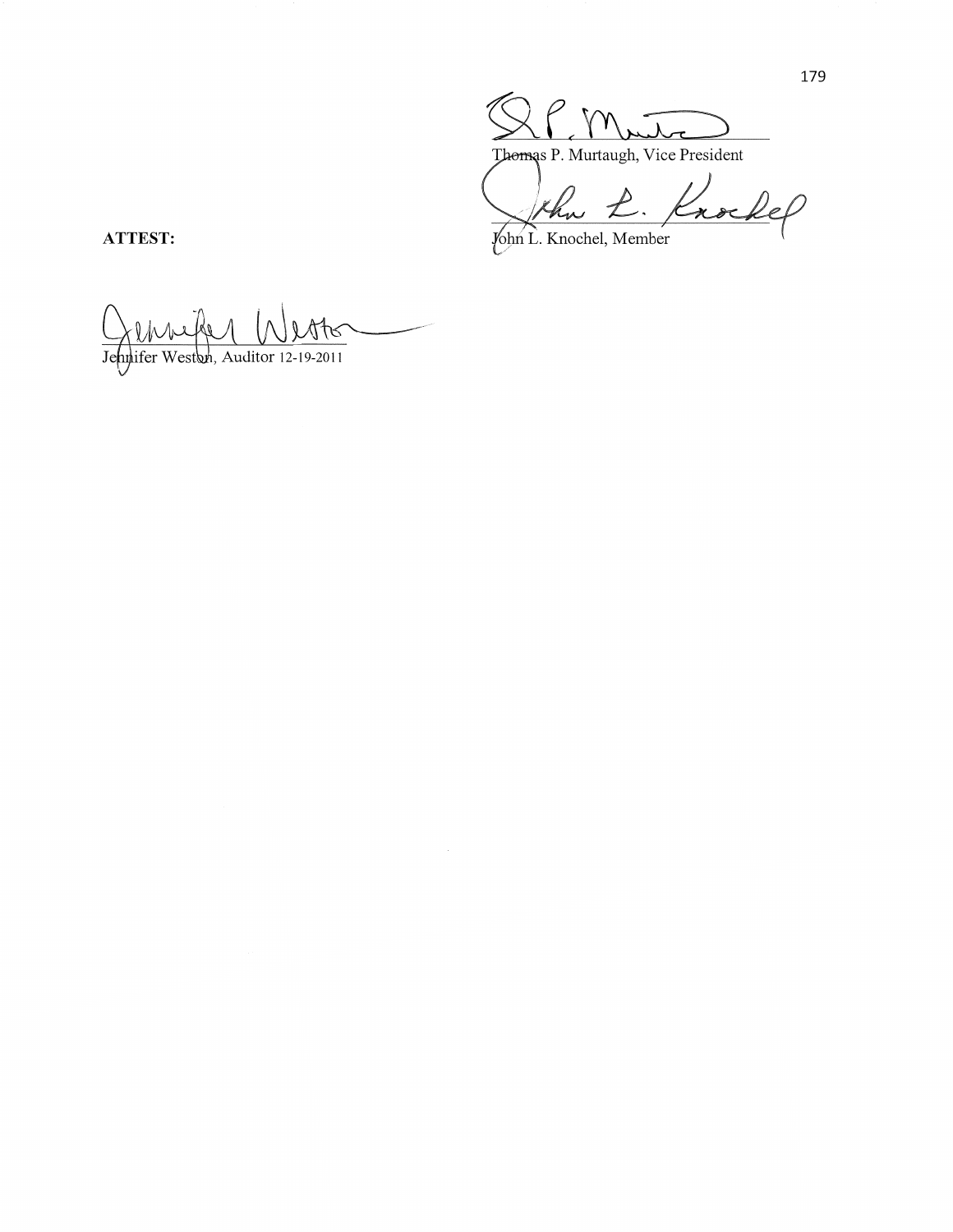Thomas P. Murtaugh, Vice President

John L. Knochel, Member

**ATTEST:**

Jennifer Weston, Auditor 12-19-2011